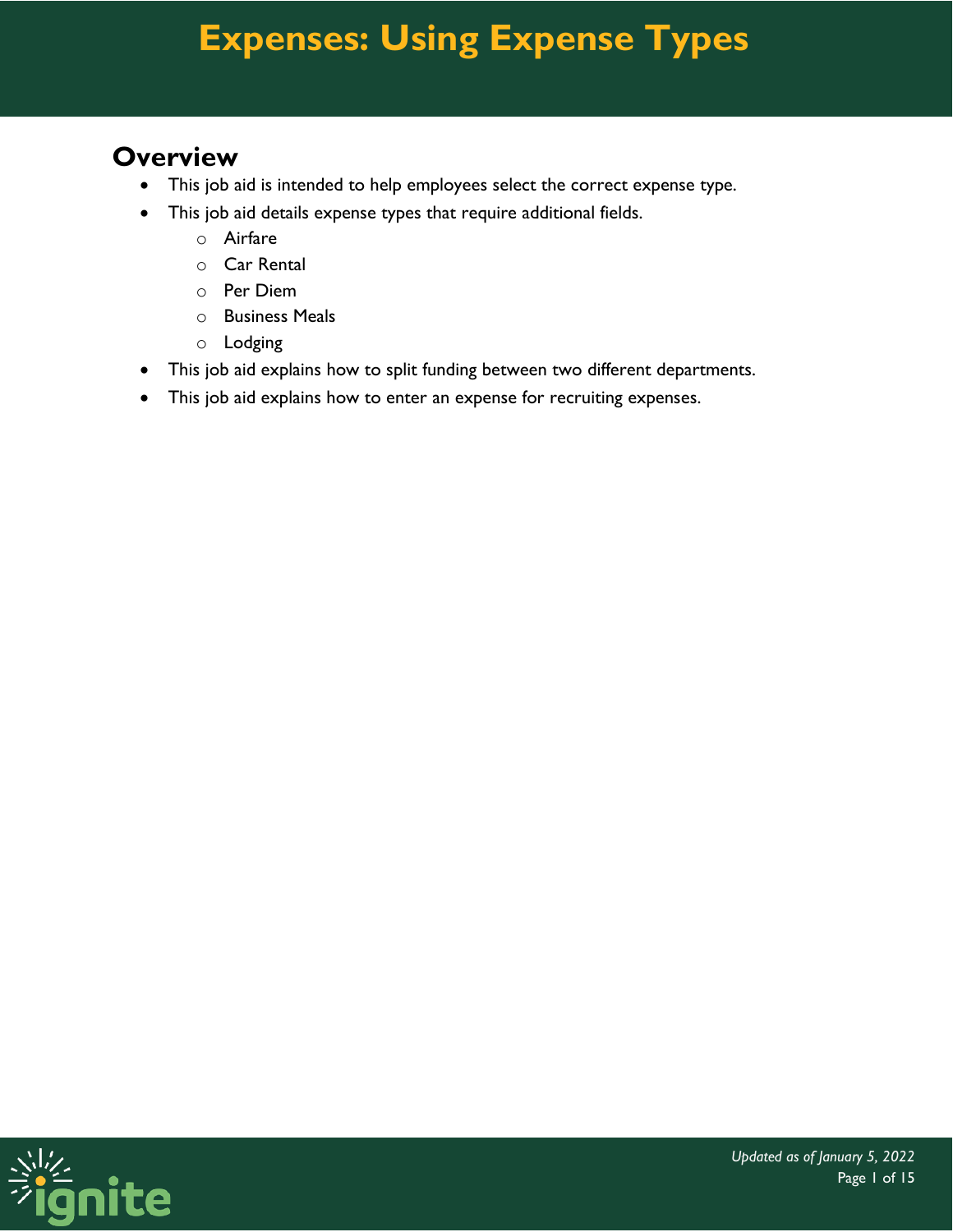# Expenses: Using Expense Types

## Overview

- This job aid is intended to help employees select the correct expense type.
- This job aid details expense types that require additional fields.
    - Airfare
    - Car Rental
    - Per Diem
    - Business Meals
    - Lodging
- This job aid explains how to split funding between two different departments.
- This job aid explains how to enter an expense for recruiting expenses.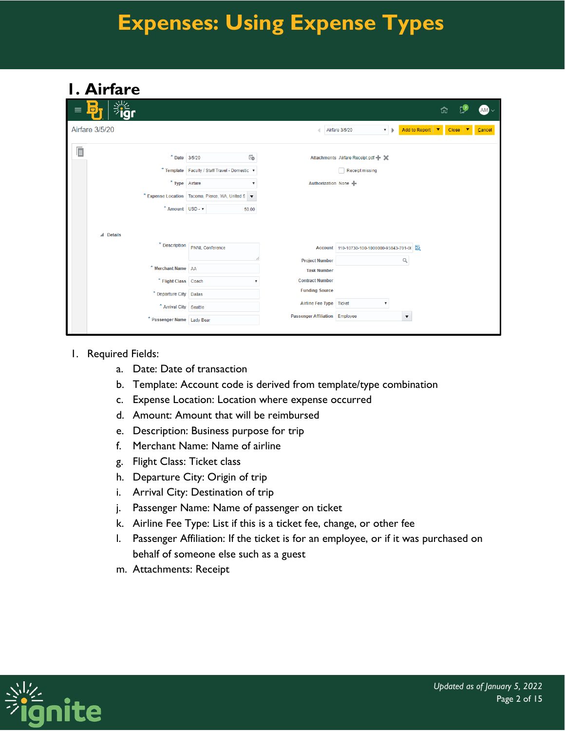# Expenses: Using Expense Types

## 1. Airfare

1. Required Fields:
   a. Date: Date of transaction
   b. Template: Account code is derived from template/type combination
   c. Expense Location: Location where expense occurred
   d. Amount: Amount that will be reimbursed
   e. Description: Business purpose for trip
   f. Merchant Name: Name of airline
   g. Flight Class: Ticket class
   h. Departure City: Origin of trip
   i. Arrival City: Destination of trip
   j. Passenger Name: Name of passenger on ticket
   k. Airline Fee Type: List if this is a ticket fee, change, or other fee
   l. Passenger Affiliation: If the ticket is for an employee, or if it was purchased on behalf of someone else such as a guest
   m. Attachments: Receipt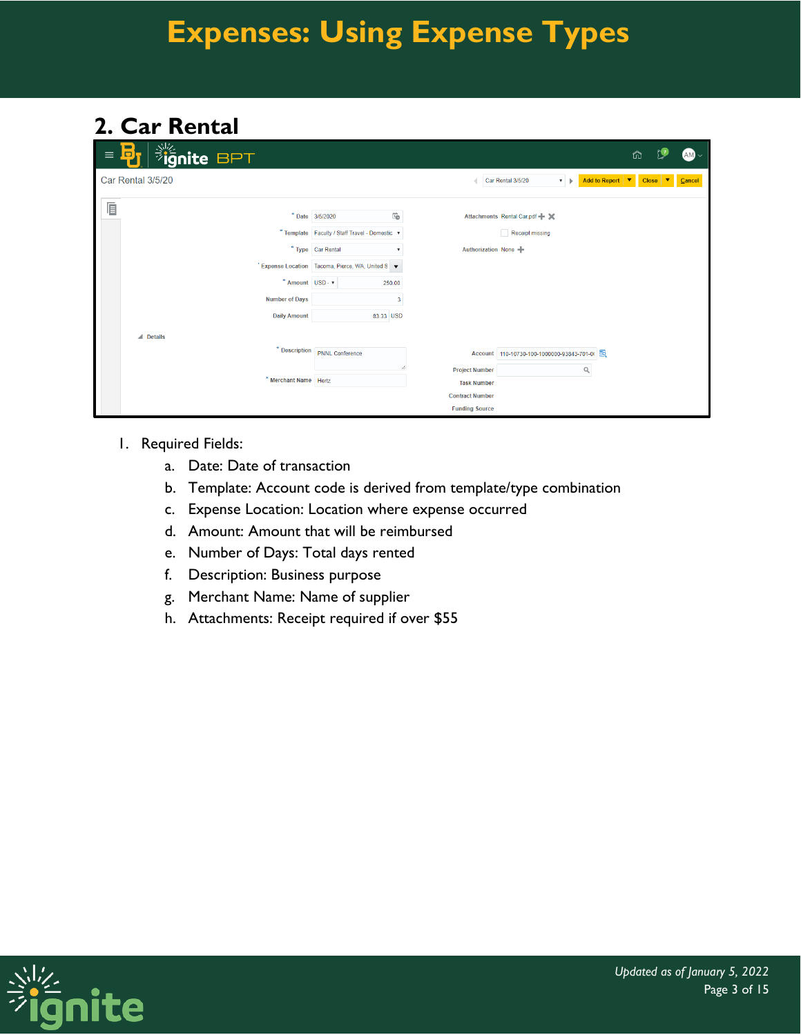## 2. Car Rental

1. Required Fields:
   a. Date: Date of transaction
   b. Template: Account code is derived from template/type combination
   c. Expense Location: Location where expense occurred
   d. Amount: Amount that will be reimbursed
   e. Number of Days: Total days rented
   f. Description: Business purpose
   g. Merchant Name: Name of supplier
   h. Attachments: Receipt required if over $55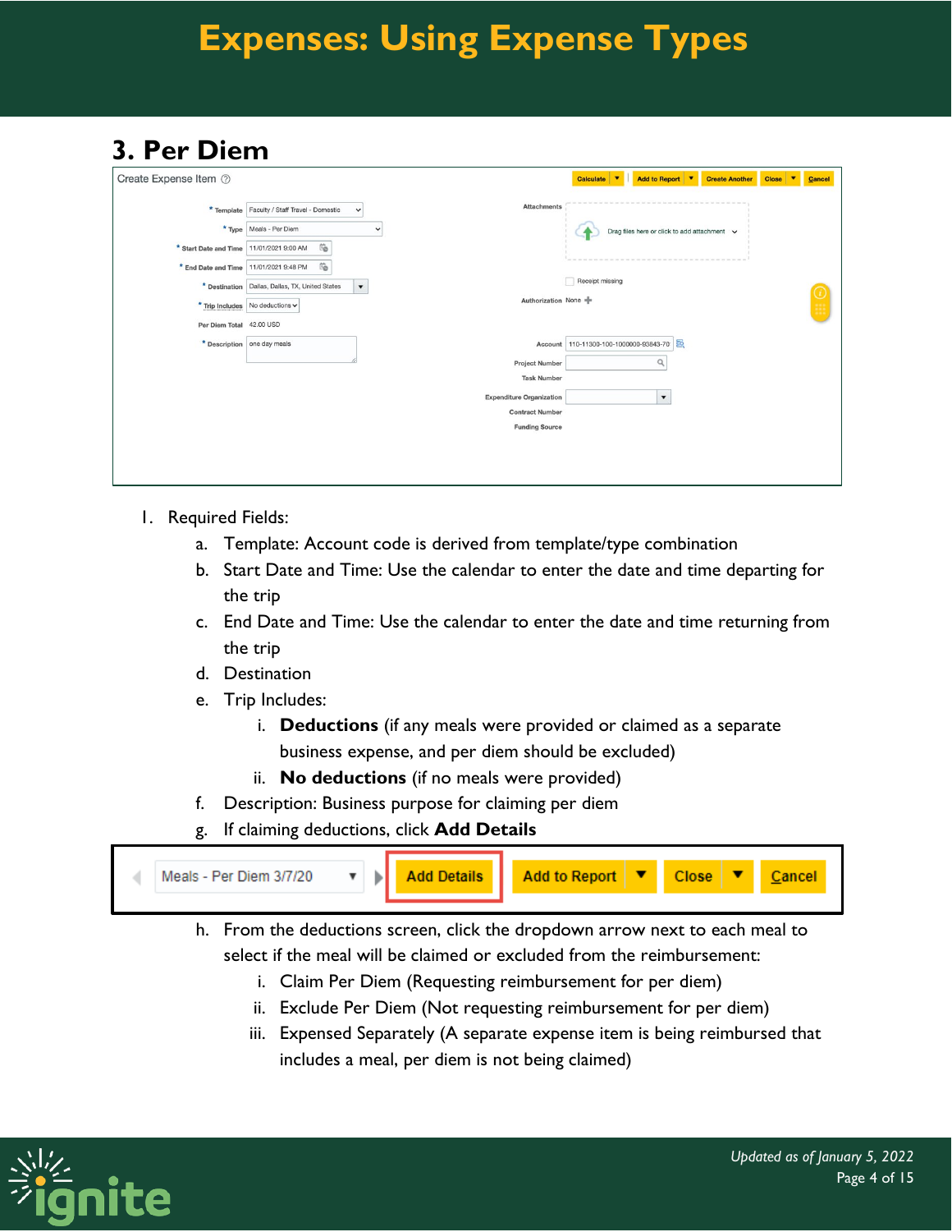## 3. Per Diem

1. Required Fields:
   a. Template: Account code is derived from template/type combination
   b. Start Date and Time: Use the calendar to enter the date and time departing for the trip
   c. End Date and Time: Use the calendar to enter the date and time returning from the trip
   d. Destination
   e. Trip Includes:
      i. **Deductions** (if any meals were provided or claimed as a separate business expense, and per diem should be excluded)
      ii. **No deductions** (if no meals were provided)
   f. Description: Business purpose for claiming per diem
   g. If claiming deductions, click **Add Details**
   h. From the deductions screen, click the dropdown arrow next to each meal to select if the meal will be claimed or excluded from the reimbursement:
      i. Claim Per Diem (Requesting reimbursement for per diem)
      ii. Exclude Per Diem (Not requesting reimbursement for per diem)
      iii. Expensed Separately (A separate expense item is being reimbursed that includes a meal, per diem is not being claimed)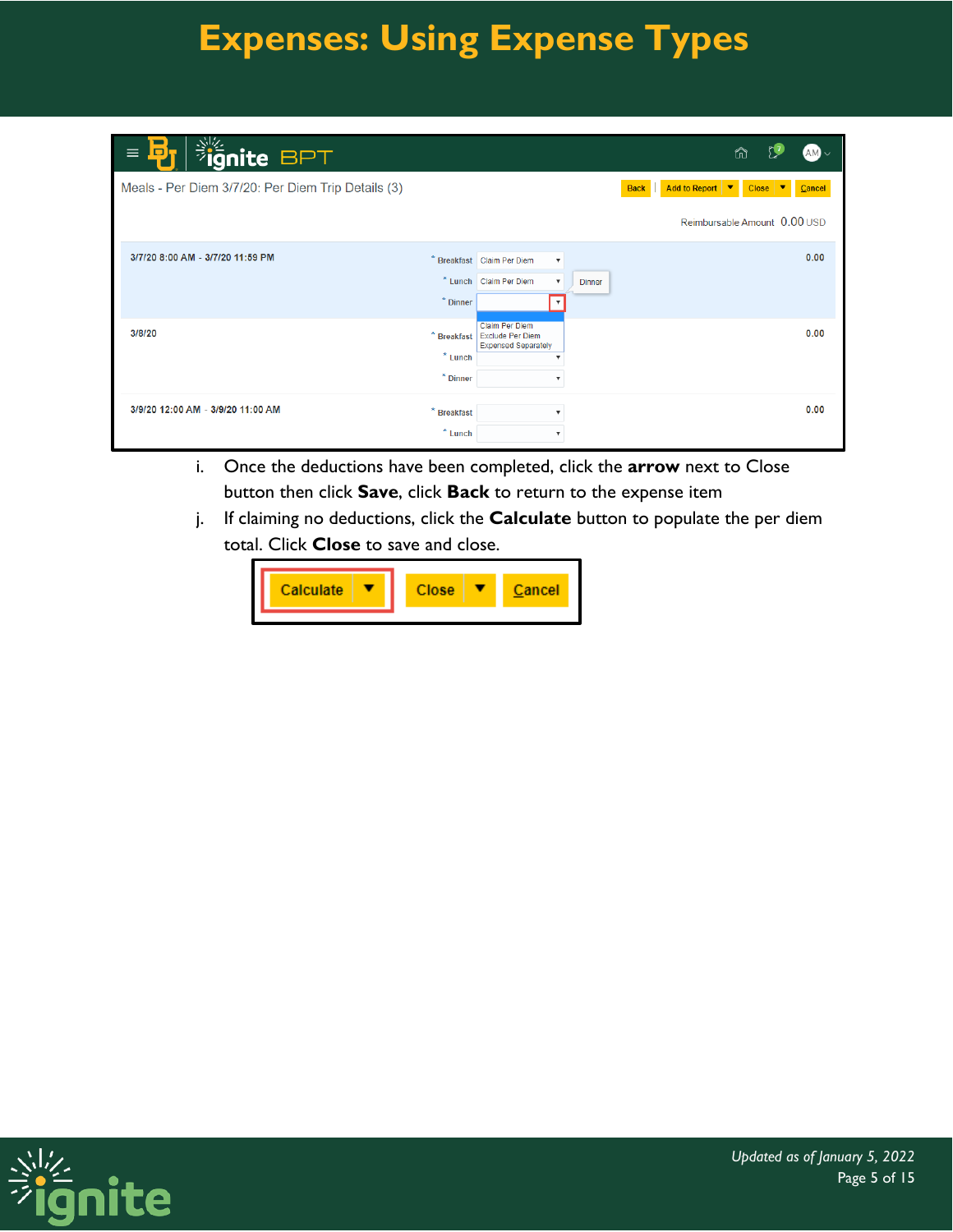# Expenses: Using Expense Types

i. Once the deductions have been completed, click the **arrow** next to Close button then click **Save**, click **Back** to return to the expense item

j. If claiming no deductions, click the **Calculate** button to populate the per diem total. Click **Close** to save and close.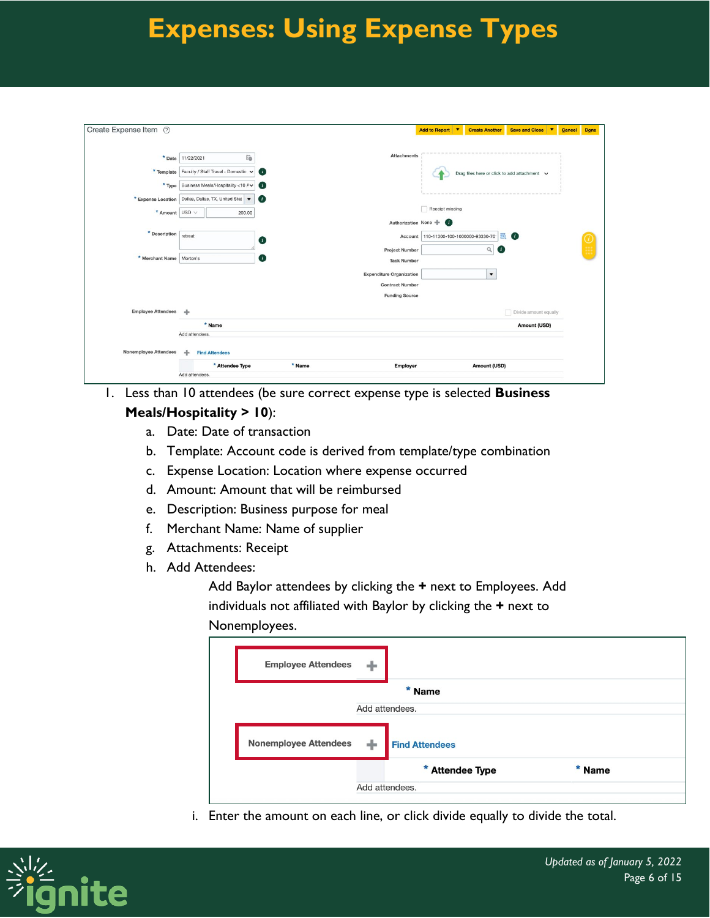# Expenses: Using Expense Types

1. Less than 10 attendees (be sure correct expense type is selected **Business Meals/Hospitality > 10**):
   a. Date: Date of transaction
   b. Template: Account code is derived from template/type combination
   c. Expense Location: Location where expense occurred
   d. Amount: Amount that will be reimbursed
   e. Description: Business purpose for meal
   f. Merchant Name: Name of supplier
   g. Attachments: Receipt
   h. Add Attendees:

      Add Baylor attendees by clicking the **+** next to Employees. Add individuals not affiliated with Baylor by clicking the **+** next to Nonemployees.

      i. Enter the amount on each line, or click divide equally to divide the total.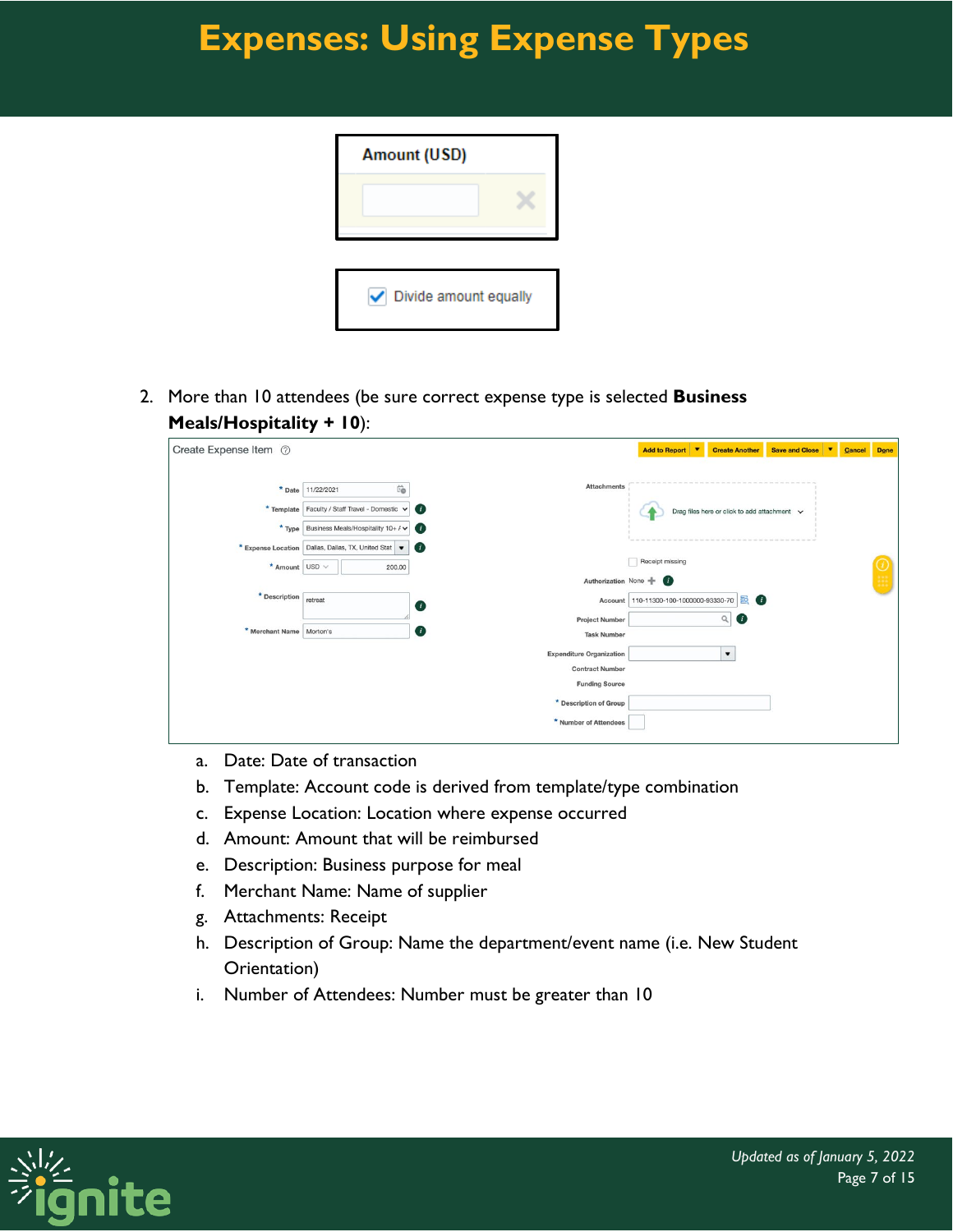# Expenses: Using Expense Types

2. More than 10 attendees (be sure correct expense type is selected **Business Meals/Hospitality + 10**):

   a. Date: Date of transaction
   b. Template: Account code is derived from template/type combination
   c. Expense Location: Location where expense occurred
   d. Amount: Amount that will be reimbursed
   e. Description: Business purpose for meal
   f. Merchant Name: Name of supplier
   g. Attachments: Receipt
   h. Description of Group: Name the department/event name (i.e. New Student Orientation)
   i. Number of Attendees: Number must be greater than 10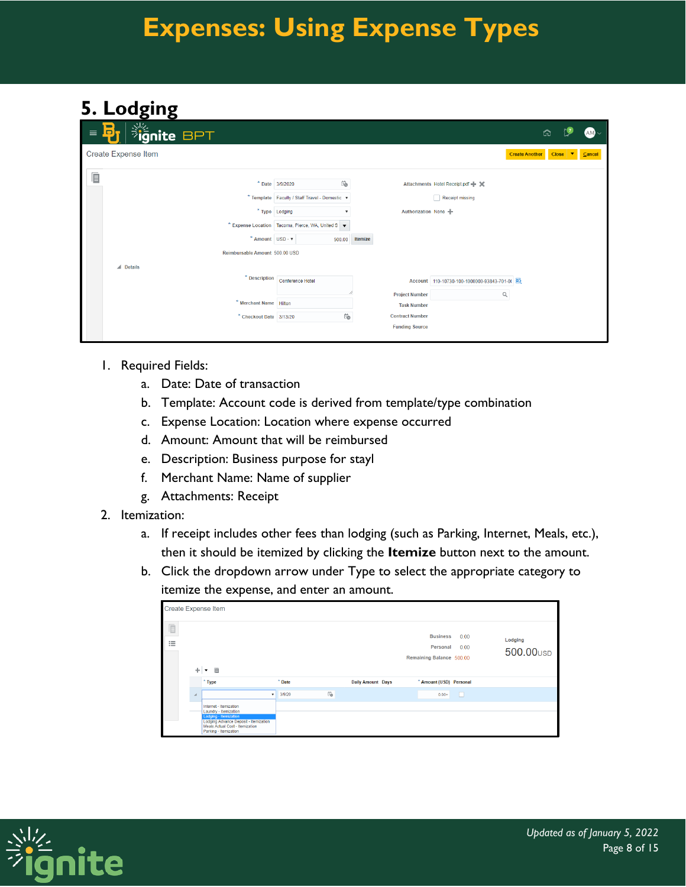# Expenses: Using Expense Types

## 5. Lodging

1. Required Fields:
   a. Date: Date of transaction
   b. Template: Account code is derived from template/type combination
   c. Expense Location: Location where expense occurred
   d. Amount: Amount that will be reimbursed
   e. Description: Business purpose for stayl
   f. Merchant Name: Name of supplier
   g. Attachments: Receipt
2. Itemization:
   a. If receipt includes other fees than lodging (such as Parking, Internet, Meals, etc.), then it should be itemized by clicking the **Itemize** button next to the amount.
   b. Click the dropdown arrow under Type to select the appropriate category to itemize the expense, and enter an amount.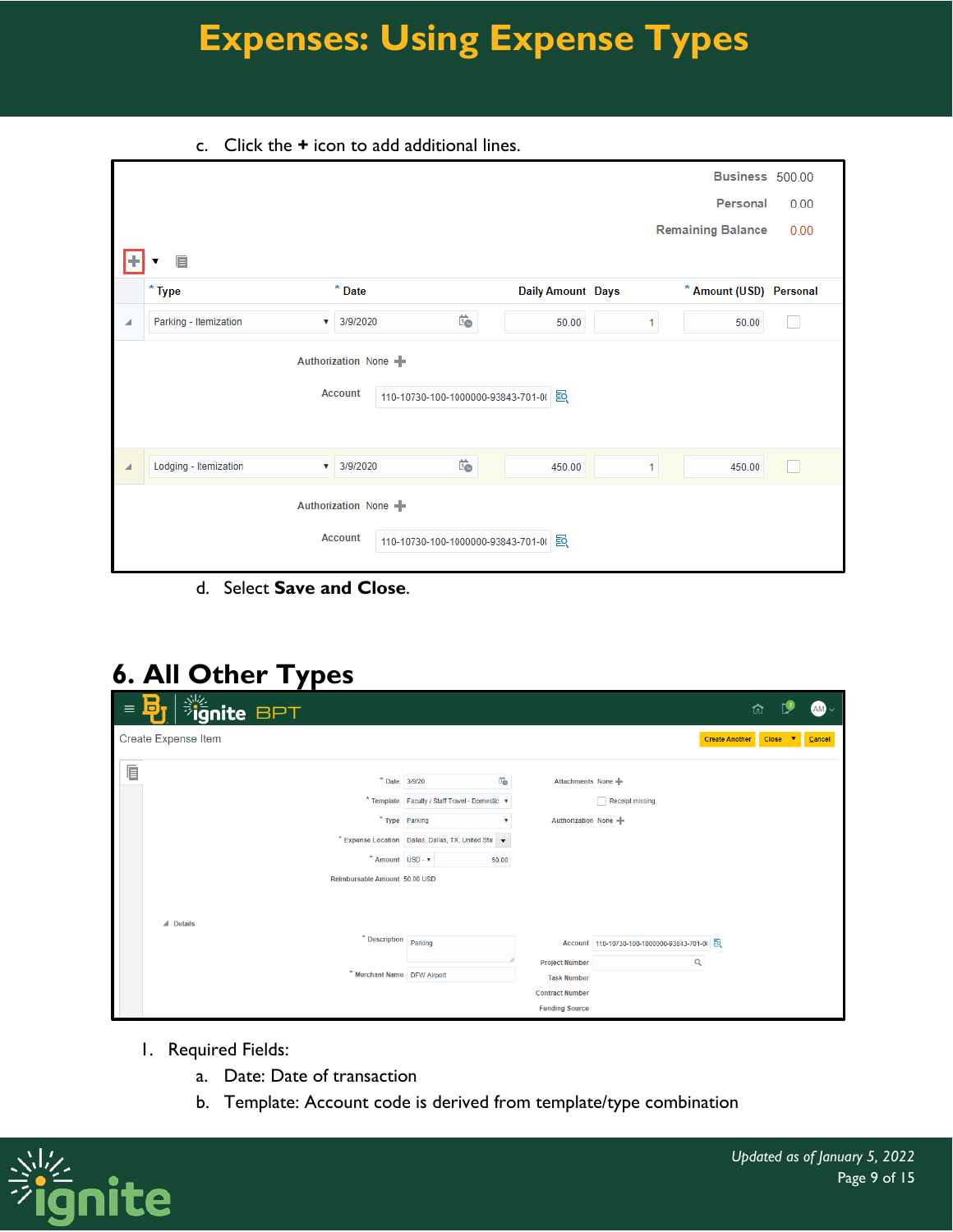c. Click the **+** icon to add additional lines.

d. Select **Save and Close**.

## 6. All Other Types

1. Required Fields:
   a. Date: Date of transaction
   b. Template: Account code is derived from template/type combination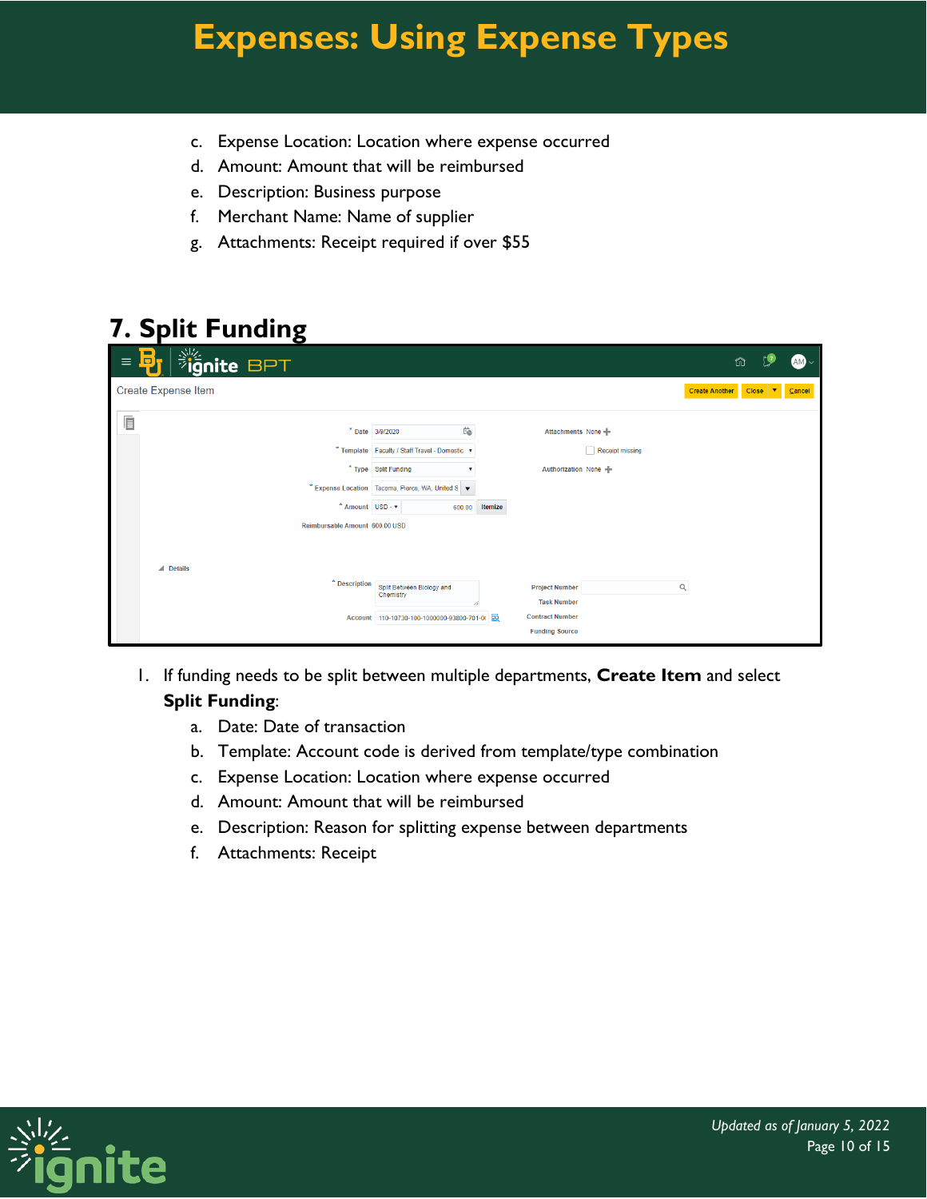c. Expense Location: Location where expense occurred
d. Amount: Amount that will be reimbursed
e. Description: Business purpose
f. Merchant Name: Name of supplier
g. Attachments: Receipt required if over $55

## 7. Split Funding

1. If funding needs to be split between multiple departments, **Create Item** and select **Split Funding**:
    a. Date: Date of transaction
    b. Template: Account code is derived from template/type combination
    c. Expense Location: Location where expense occurred
    d. Amount: Amount that will be reimbursed
    e. Description: Reason for splitting expense between departments
    f. Attachments: Receipt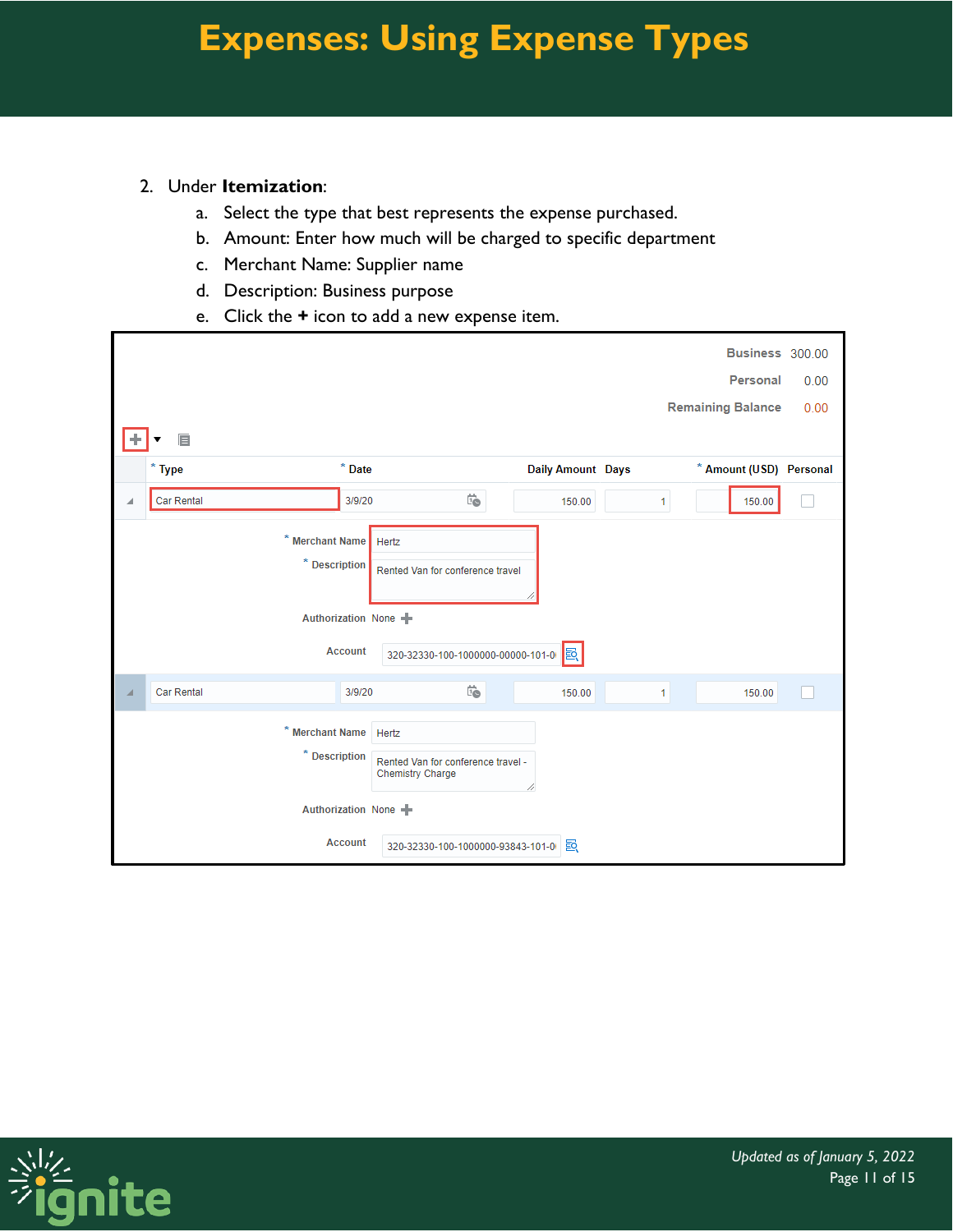# Expenses: Using Expense Types

2. Under **Itemization**:
    a. Select the type that best represents the expense purchased.
    b. Amount: Enter how much will be charged to specific department
    c. Merchant Name: Supplier name
    d. Description: Business purpose
    e. Click the **+** icon to add a new expense item.

| | |
|---|---|
| Business | 300.00 |
| Personal | 0.00 |
| Remaining Balance | 0.00 |

| * Type | * Date | Daily Amount | Days | * Amount (USD) | Personal |
|---|---|---|---|---|---|
| Car Rental | 3/9/20 | 150.00 | 1 | 150.00 | ☐ |

\* Merchant Name: Hertz
\* Description: Rented Van for conference travel
Authorization: None
Account: 320-32330-100-1000000-00000-101-0

| * Type | * Date | Daily Amount | Days | * Amount (USD) | Personal |
|---|---|---|---|---|---|
| Car Rental | 3/9/20 | 150.00 | 1 | 150.00 | ☐ |

\* Merchant Name: Hertz
\* Description: Rented Van for conference travel - Chemistry Charge
Authorization: None
Account: 320-32330-100-1000000-93843-101-0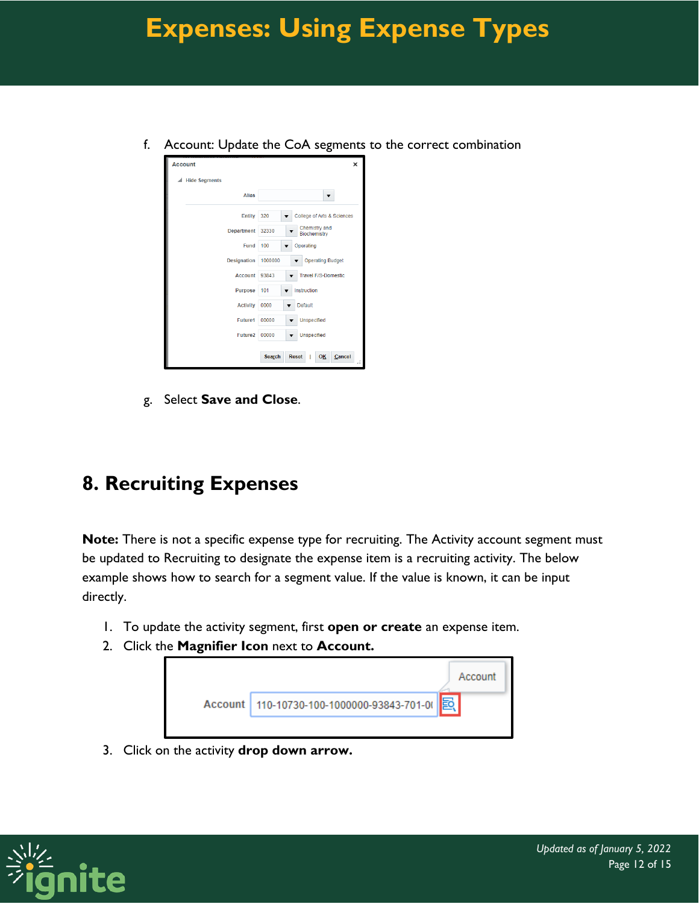f. Account: Update the CoA segments to the correct combination

g. Select **Save and Close**.

## 8. Recruiting Expenses

**Note:** There is not a specific expense type for recruiting. The Activity account segment must be updated to Recruiting to designate the expense item is a recruiting activity. The below example shows how to search for a segment value. If the value is known, it can be input directly.

1. To update the activity segment, first **open or create** an expense item.
2. Click the **Magnifier Icon** next to **Account.**
3. Click on the activity **drop down arrow.**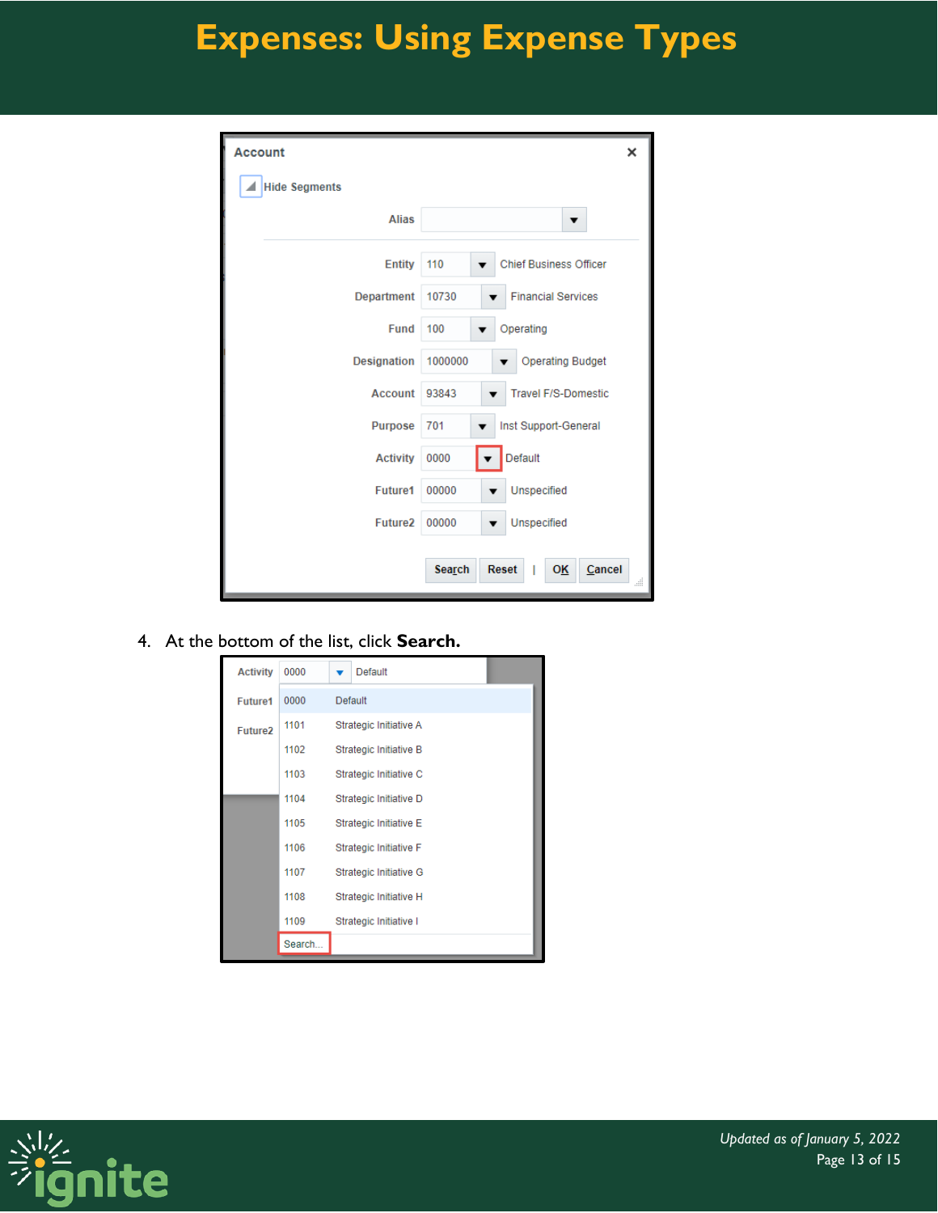# Expenses: Using Expense Types

4. At the bottom of the list, click **Search.**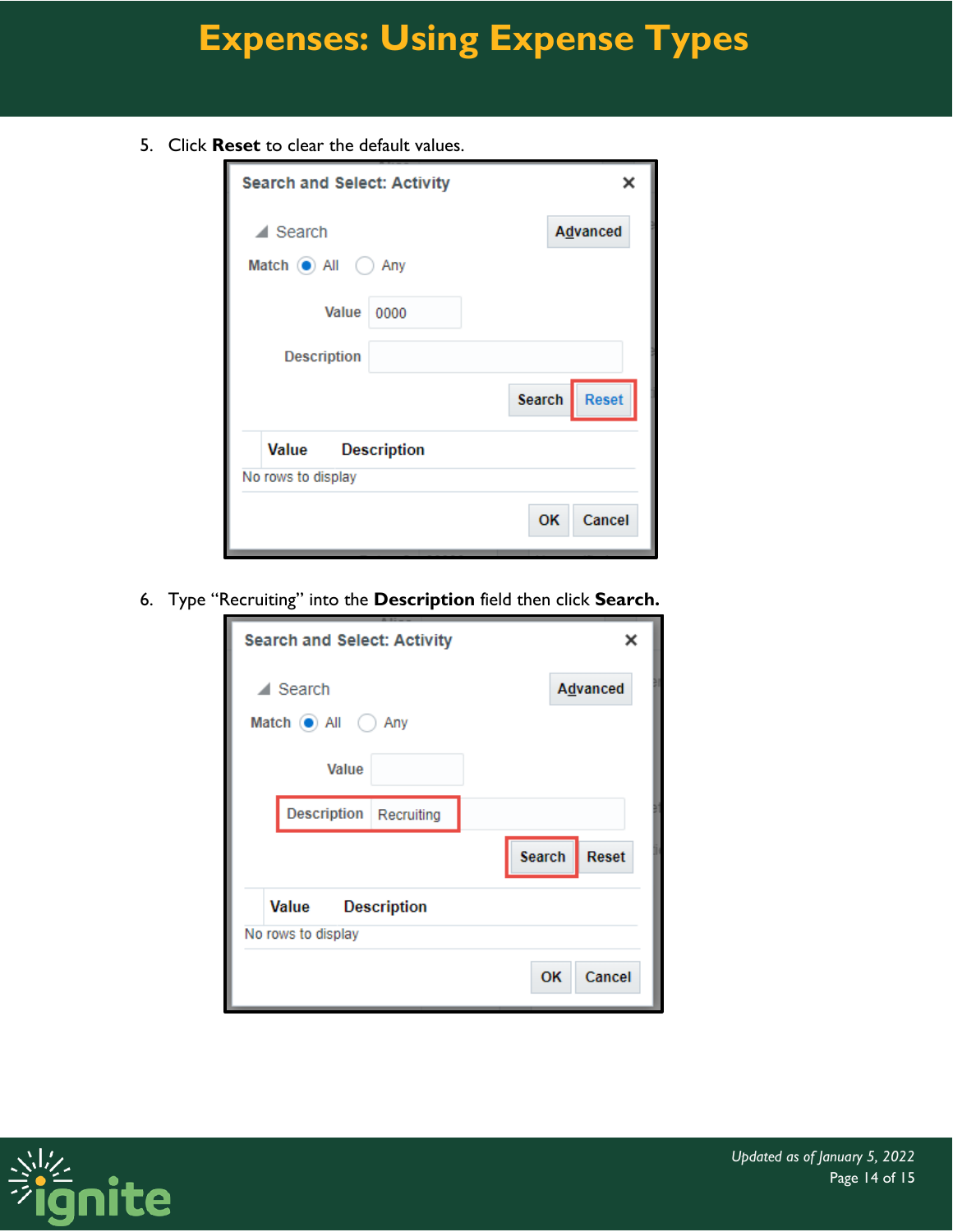5. Click **Reset** to clear the default values.

6. Type "Recruiting" into the **Description** field then click **Search.**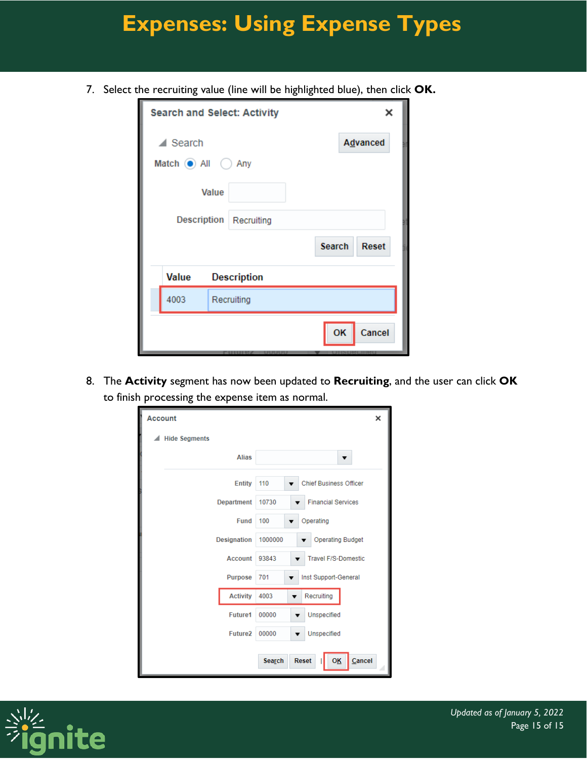7. Select the recruiting value (line will be highlighted blue), then click **OK.**

8. The **Activity** segment has now been updated to **Recruiting**, and the user can click **OK** to finish processing the expense item as normal.